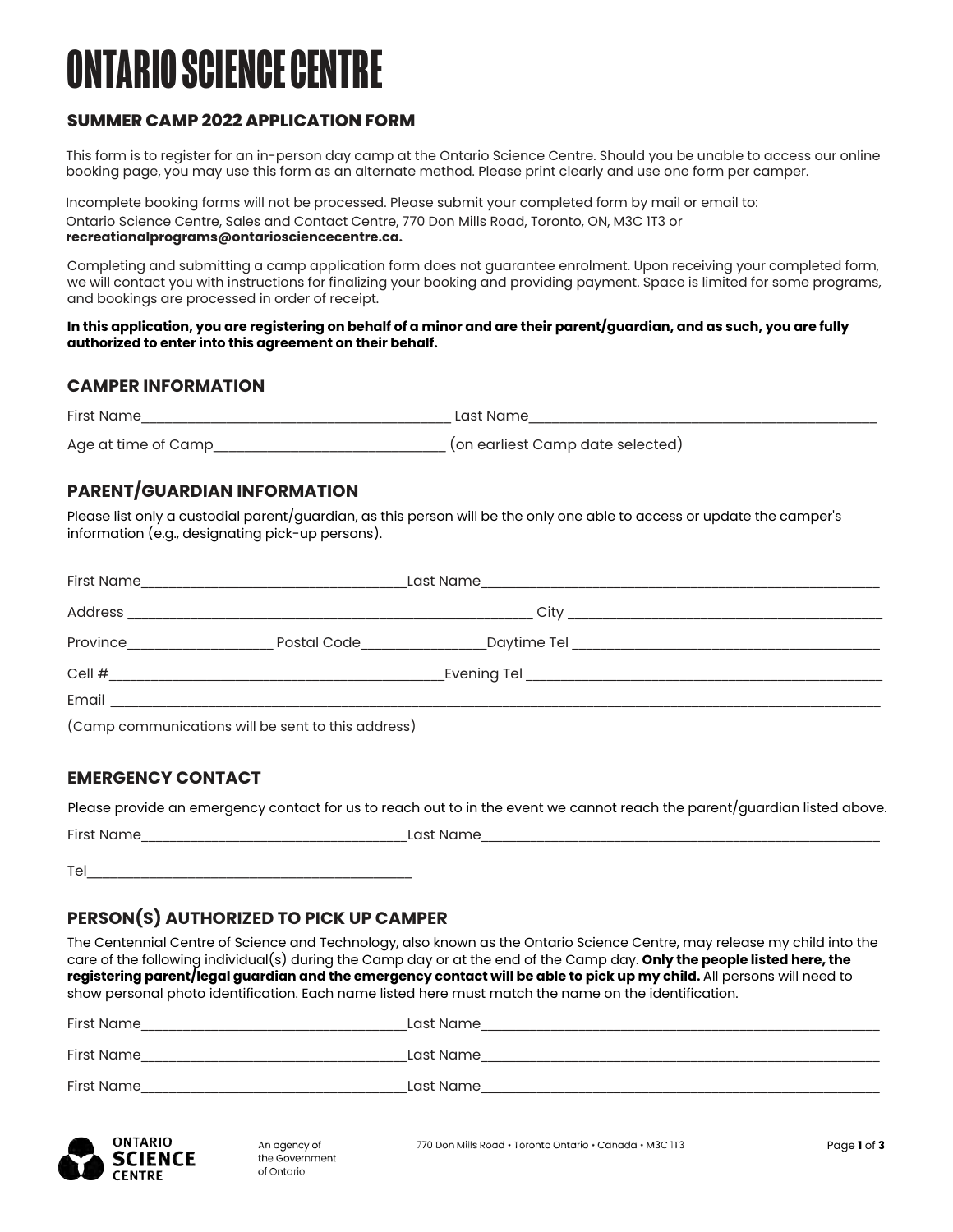# ONTARIO SCIENCE CENTRE

## SUMMER CAMP 2022 APPLICATION FORM

This form is to register for an in-person day camp at the Ontario Science Centre. Should you be unable to access our online booking page, you may use this form as an alternate method. Please print clearly and use one form per camper.

Incomplete booking forms will not be processed. Please submit your completed form by mail or email to:
Ontario Science Centre, Sales and Contact Centre, 770 Don Mills Road, Toronto, ON, M3C 1T3 or
**recreationalprograms@ontariosciencecentre.ca.**

Completing and submitting a camp application form does not guarantee enrolment. Upon receiving your completed form, we will contact you with instructions for finalizing your booking and providing payment. Space is limited for some programs, and bookings are processed in order of receipt.

**In this application, you are registering on behalf of a minor and are their parent/guardian, and as such, you are fully authorized to enter into this agreement on their behalf.**

## CAMPER INFORMATION

First Name__________________________ Last Name__________________________

Age at time of Camp__________________________ (on earliest Camp date selected)

## PARENT/GUARDIAN INFORMATION

Please list only a custodial parent/guardian, as this person will be the only one able to access or update the camper's information (e.g., designating pick-up persons).

First Name__________________________ Last Name__________________________

Address__________________________ City__________________________

Province______________ Postal Code______________ Daytime Tel__________________________

Cell #__________________________ Evening Tel__________________________

Email__________________________

(Camp communications will be sent to this address)

## EMERGENCY CONTACT

Please provide an emergency contact for us to reach out to in the event we cannot reach the parent/guardian listed above.

First Name__________________________ Last Name__________________________

Tel__________________________

## PERSON(S) AUTHORIZED TO PICK UP CAMPER

The Centennial Centre of Science and Technology, also known as the Ontario Science Centre, may release my child into the care of the following individual(s) during the Camp day or at the end of the Camp day. **Only the people listed here, the registering parent/legal guardian and the emergency contact will be able to pick up my child.** All persons will need to show personal photo identification. Each name listed here must match the name on the identification.

First Name__________________________ Last Name__________________________

First Name__________________________ Last Name__________________________

First Name__________________________ Last Name__________________________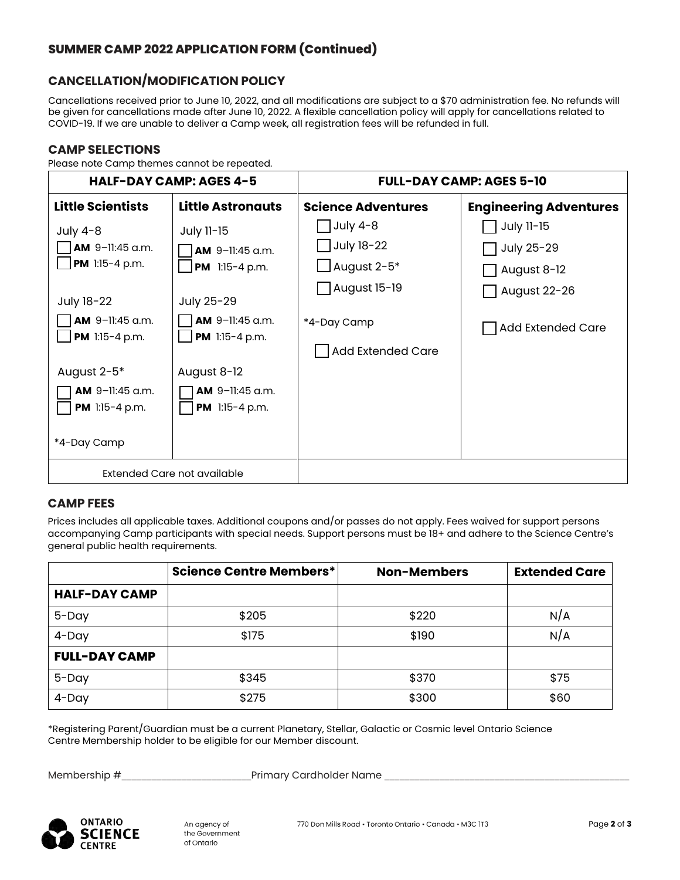## SUMMER CAMP 2022 APPLICATION FORM (Continued)

### CANCELLATION/MODIFICATION POLICY

Cancellations received prior to June 10, 2022, and all modifications are subject to a $70 administration fee. No refunds will be given for cancellations made after June 10, 2022. A flexible cancellation policy will apply for cancellations related to COVID-19. If we are unable to deliver a Camp week, all registration fees will be refunded in full.

### CAMP SELECTIONS

Please note Camp themes cannot be repeated.

| HALF-DAY CAMP: AGES 4-5 | | FULL-DAY CAMP: AGES 5-10 | |
|---|---|---|---|
| **Little Scientists** | **Little Astronauts** | **Science Adventures** | **Engineering Adventures** |
| July 4-8<br>☐ **AM** 9–11:45 a.m.<br>☐ **PM** 1:15-4 p.m.<br><br>July 18-22<br>☐ **AM** 9–11:45 a.m.<br>☐ **PM** 1:15-4 p.m.<br><br>August 2-5*<br>☐ **AM** 9–11:45 a.m.<br>☐ **PM** 1:15-4 p.m.<br><br>*4-Day Camp | July 11-15<br>☐ **AM** 9–11:45 a.m.<br>☐ **PM** 1:15-4 p.m.<br><br>July 25-29<br>☐ **AM** 9–11:45 a.m.<br>☐ **PM** 1:15-4 p.m.<br><br>August 8-12<br>☐ **AM** 9–11:45 a.m.<br>☐ **PM** 1:15-4 p.m. | ☐ July 4-8<br>☐ July 18-22<br>☐ August 2-5*<br>☐ August 15-19<br><br>*4-Day Camp<br><br>☐ Add Extended Care | ☐ July 11-15<br>☐ July 25-29<br>☐ August 8-12<br>☐ August 22-26<br><br>☐ Add Extended Care |
| Extended Care not available | | | |

### CAMP FEES

Prices includes all applicable taxes. Additional coupons and/or passes do not apply. Fees waived for support persons accompanying Camp participants with special needs. Support persons must be 18+ and adhere to the Science Centre's general public health requirements.

| | Science Centre Members* | Non-Members | Extended Care |
|---|---|---|---|
| **HALF-DAY CAMP** | | | |
| 5-Day | $205 | $220 | N/A |
| 4-Day | $175 | $190 | N/A |
| **FULL-DAY CAMP** | | | |
| 5-Day | $345 | $370 | $75 |
| 4-Day | $275 | $300 | $60 |

*Registering Parent/Guardian must be a current Planetary, Stellar, Galactic or Cosmic level Ontario Science Centre Membership holder to be eligible for our Member discount.

Membership #________________________ Primary Cardholder Name ______________________________________________

ONTARIO SCIENCE CENTRE — An agency of the Government of Ontario

770 Don Mills Road • Toronto Ontario • Canada • M3C 1T3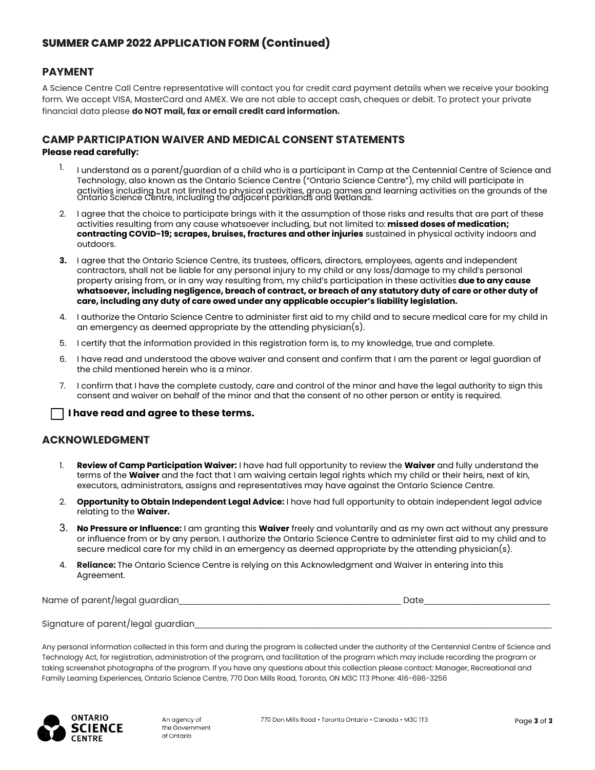## SUMMER CAMP 2022 APPLICATION FORM (Continued)

### PAYMENT

A Science Centre Call Centre representative will contact you for credit card payment details when we receive your booking form. We accept VISA, MasterCard and AMEX. We are not able to accept cash, cheques or debit. To protect your private financial data please **do NOT mail, fax or email credit card information.**

### CAMP PARTICIPATION WAIVER AND MEDICAL CONSENT STATEMENTS

**Please read carefully:**

1. I understand as a parent/guardian of a child who is a participant in Camp at the Centennial Centre of Science and Technology, also known as the Ontario Science Centre ("Ontario Science Centre"), my child will participate in activities including but not limited to physical activities, group games and learning activities on the grounds of the Ontario Science Centre, including the adjacent parklands and wetlands.
2. I agree that the choice to participate brings with it the assumption of those risks and results that are part of these activities resulting from any cause whatsoever including, but not limited to: **missed doses of medication; contracting COVID-19; scrapes, bruises, fractures and other injuries** sustained in physical activity indoors and outdoors.
3. I agree that the Ontario Science Centre, its trustees, officers, directors, employees, agents and independent contractors, shall not be liable for any personal injury to my child or any loss/damage to my child's personal property arising from, or in any way resulting from, my child's participation in these activities **due to any cause whatsoever, including negligence, breach of contract, or breach of any statutory duty of care or other duty of care, including any duty of care owed under any applicable occupier's liability legislation.**
4. I authorize the Ontario Science Centre to administer first aid to my child and to secure medical care for my child in an emergency as deemed appropriate by the attending physician(s).
5. I certify that the information provided in this registration form is, to my knowledge, true and complete.
6. I have read and understood the above waiver and consent and confirm that I am the parent or legal guardian of the child mentioned herein who is a minor.
7. I confirm that I have the complete custody, care and control of the minor and have the legal authority to sign this consent and waiver on behalf of the minor and that the consent of no other person or entity is required.

☐ **I have read and agree to these terms.**

### ACKNOWLEDGMENT

1. **Review of Camp Participation Waiver:** I have had full opportunity to review the **Waiver** and fully understand the terms of the **Waiver** and the fact that I am waiving certain legal rights which my child or their heirs, next of kin, executors, administrators, assigns and representatives may have against the Ontario Science Centre.
2. **Opportunity to Obtain Independent Legal Advice:** I have had full opportunity to obtain independent legal advice relating to the **Waiver.**
3. **No Pressure or Influence:** I am granting this **Waiver** freely and voluntarily and as my own act without any pressure or influence from or by any person. I authorize the Ontario Science Centre to administer first aid to my child and to secure medical care for my child in an emergency as deemed appropriate by the attending physician(s).
4. **Reliance:** The Ontario Science Centre is relying on this Acknowledgment and Waiver in entering into this Agreement.

Name of parent/legal guardian_______________________________________________ Date_________________________

Signature of parent/legal guardian_____________________________________________________________________________

Any personal information collected in this form and during the program is collected under the authority of the Centennial Centre of Science and Technology Act, for registration, administration of the program, and facilitation of the program which may include recording the program or taking screenshot photographs of the program. If you have any questions about this collection please contact: Manager, Recreational and Family Learning Experiences, Ontario Science Centre, 770 Don Mills Road, Toronto, ON M3C 1T3 Phone: 416-696-3256

ONTARIO SCIENCE CENTRE

An agency of the Government of Ontario

770 Don Mills Road • Toronto Ontario • Canada • M3C 1T3